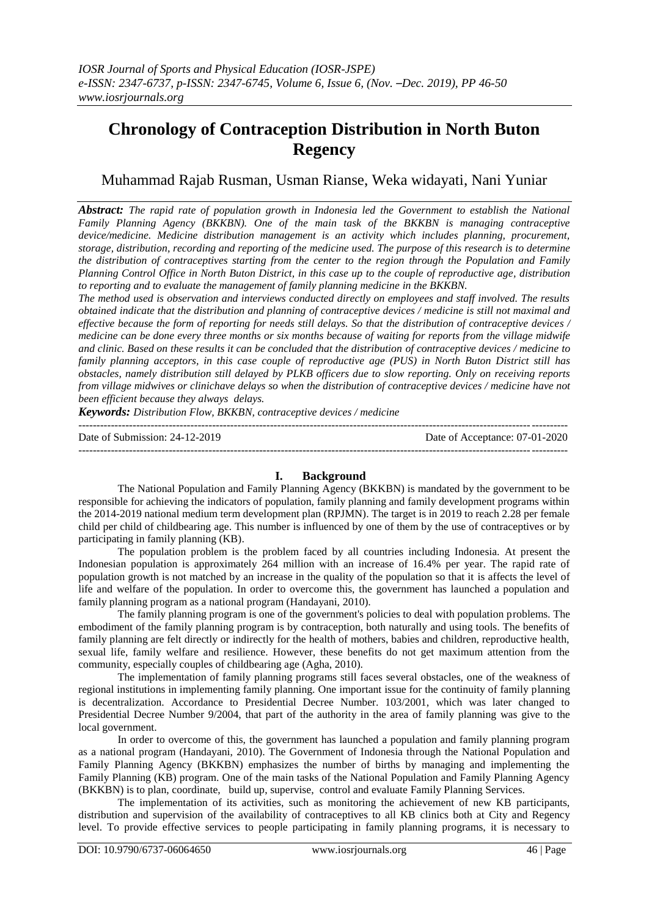# Chronology of Contraception Distribution in North Buton Regency

Muhammad Rajab Rusman, Usman Rianse, Weka widayati, Nani Yuniar

***Abstract:*** *The rapid rate of population growth in Indonesia led the Government to establish the National Family Planning Agency (BKKBN). One of the main task of the BKKBN is managing contraceptive device/medicine. Medicine distribution management is an activity which includes planning, procurement, storage, distribution, recording and reporting of the medicine used. The purpose of this research is to determine the distribution of contraceptives starting from the center to the region through the Population and Family Planning Control Office in North Buton District, in this case up to the couple of reproductive age, distribution to reporting and to evaluate the management of family planning medicine in the BKKBN.*

*The method used is observation and interviews conducted directly on employees and staff involved. The results obtained indicate that the distribution and planning of contraceptive devices / medicine is still not maximal and effective because the form of reporting for needs still delays. So that the distribution of contraceptive devices / medicine can be done every three months or six months because of waiting for reports from the village midwife and clinic. Based on these results it can be concluded that the distribution of contraceptive devices / medicine to family planning acceptors, in this case couple of reproductive age (PUS) in North Buton District still has obstacles, namely distribution still delayed by PLKB officers due to slow reporting. Only on receiving reports from village midwives or clinichave delays so when the distribution of contraceptive devices / medicine have not been efficient because they always delays.*

***Keywords:*** *Distribution Flow, BKKBN, contraceptive devices / medicine*

---

Date of Submission: 24-12-2019 Date of Acceptance: 07-01-2020

---

## I. Background

The National Population and Family Planning Agency (BKKBN) is mandated by the government to be responsible for achieving the indicators of population, family planning and family development programs within the 2014-2019 national medium term development plan (RPJMN). The target is in 2019 to reach 2.28 per female child per child of childbearing age. This number is influenced by one of them by the use of contraceptives or by participating in family planning (KB).

The population problem is the problem faced by all countries including Indonesia. At present the Indonesian population is approximately 264 million with an increase of 16.4% per year. The rapid rate of population growth is not matched by an increase in the quality of the population so that it is affects the level of life and welfare of the population. In order to overcome this, the government has launched a population and family planning program as a national program (Handayani, 2010).

The family planning program is one of the government's policies to deal with population problems. The embodiment of the family planning program is by contraception, both naturally and using tools. The benefits of family planning are felt directly or indirectly for the health of mothers, babies and children, reproductive health, sexual life, family welfare and resilience. However, these benefits do not get maximum attention from the community, especially couples of childbearing age (Agha, 2010).

The implementation of family planning programs still faces several obstacles, one of the weakness of regional institutions in implementing family planning. One important issue for the continuity of family planning is decentralization. Accordance to Presidential Decree Number. 103/2001, which was later changed to Presidential Decree Number 9/2004, that part of the authority in the area of family planning was give to the local government.

In order to overcome of this, the government has launched a population and family planning program as a national program (Handayani, 2010). The Government of Indonesia through the National Population and Family Planning Agency (BKKBN) emphasizes the number of births by managing and implementing the Family Planning (KB) program. One of the main tasks of the National Population and Family Planning Agency (BKKBN) is to plan, coordinate, build up, supervise, control and evaluate Family Planning Services.

The implementation of its activities, such as monitoring the achievement of new KB participants, distribution and supervision of the availability of contraceptives to all KB clinics both at City and Regency level. To provide effective services to people participating in family planning programs, it is necessary to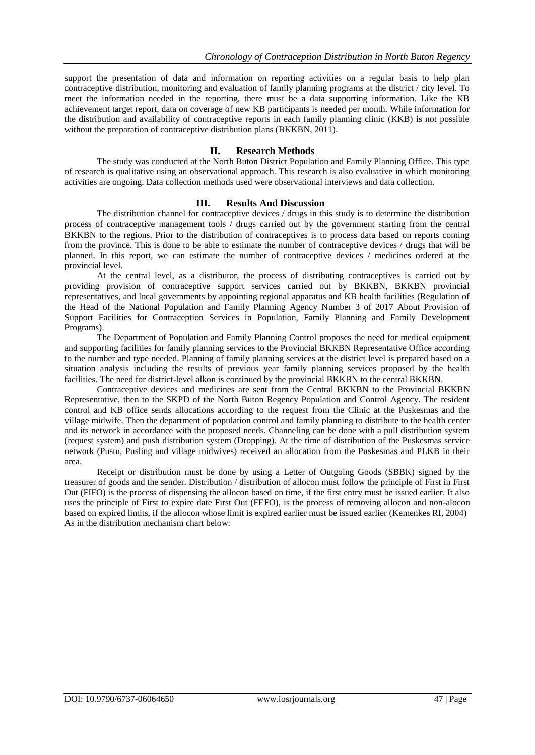support the presentation of data and information on reporting activities on a regular basis to help plan contraceptive distribution, monitoring and evaluation of family planning programs at the district / city level. To meet the information needed in the reporting, there must be a data supporting information. Like the KB achievement target report, data on coverage of new KB participants is needed per month. While information for the distribution and availability of contraceptive reports in each family planning clinic (KKB) is not possible without the preparation of contraceptive distribution plans (BKKBN, 2011).

## II. Research Methods

The study was conducted at the North Buton District Population and Family Planning Office. This type of research is qualitative using an observational approach. This research is also evaluative in which monitoring activities are ongoing. Data collection methods used were observational interviews and data collection.

## III. Results And Discussion

The distribution channel for contraceptive devices / drugs in this study is to determine the distribution process of contraceptive management tools / drugs carried out by the government starting from the central BKKBN to the regions. Prior to the distribution of contraceptives is to process data based on reports coming from the province. This is done to be able to estimate the number of contraceptive devices / drugs that will be planned. In this report, we can estimate the number of contraceptive devices / medicines ordered at the provincial level.

At the central level, as a distributor, the process of distributing contraceptives is carried out by providing provision of contraceptive support services carried out by BKKBN, BKKBN provincial representatives, and local governments by appointing regional apparatus and KB health facilities (Regulation of the Head of the National Population and Family Planning Agency Number 3 of 2017 About Provision of Support Facilities for Contraception Services in Population, Family Planning and Family Development Programs).

The Department of Population and Family Planning Control proposes the need for medical equipment and supporting facilities for family planning services to the Provincial BKKBN Representative Office according to the number and type needed. Planning of family planning services at the district level is prepared based on a situation analysis including the results of previous year family planning services proposed by the health facilities. The need for district-level alkon is continued by the provincial BKKBN to the central BKKBN.

Contraceptive devices and medicines are sent from the Central BKKBN to the Provincial BKKBN Representative, then to the SKPD of the North Buton Regency Population and Control Agency. The resident control and KB office sends allocations according to the request from the Clinic at the Puskesmas and the village midwife. Then the department of population control and family planning to distribute to the health center and its network in accordance with the proposed needs. Channeling can be done with a pull distribution system (request system) and push distribution system (Dropping). At the time of distribution of the Puskesmas service network (Pustu, Pusling and village midwives) received an allocation from the Puskesmas and PLKB in their area.

Receipt or distribution must be done by using a Letter of Outgoing Goods (SBBK) signed by the treasurer of goods and the sender. Distribution / distribution of allocon must follow the principle of First in First Out (FIFO) is the process of dispensing the allocon based on time, if the first entry must be issued earlier. It also uses the principle of First to expire date First Out (FEFO), is the process of removing allocon and non-alocon based on expired limits, if the allocon whose limit is expired earlier must be issued earlier (Kemenkes RI, 2004) As in the distribution mechanism chart below: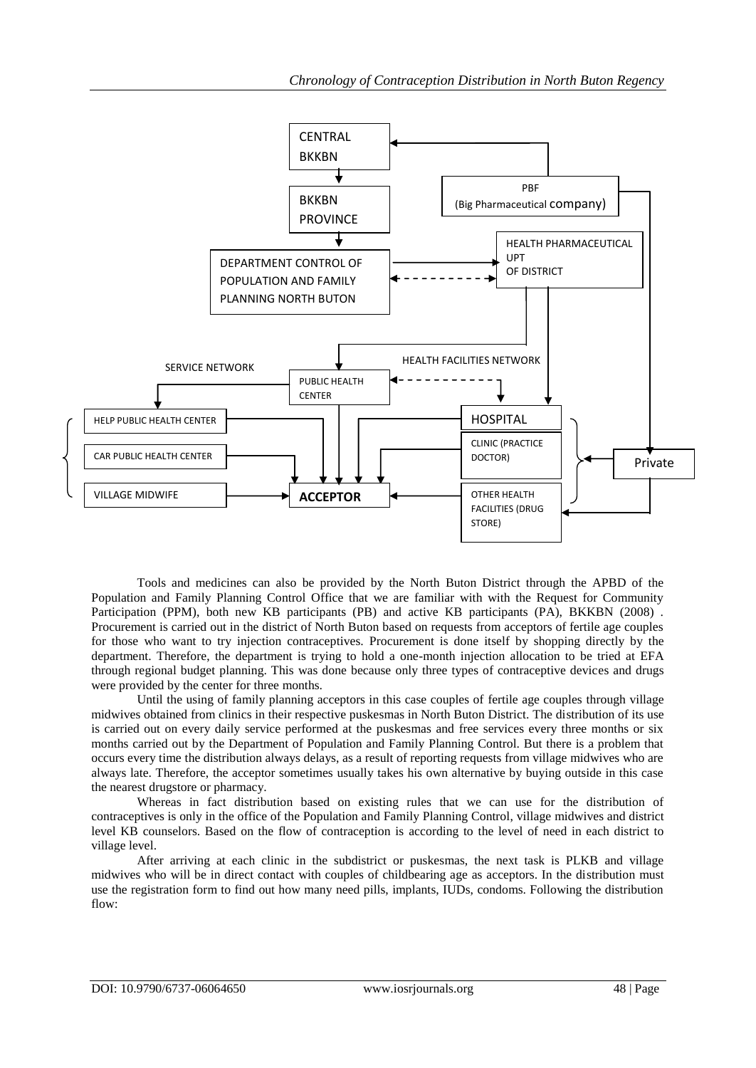CENTRAL BKKBN

BKKBN PROVINCE

PBF (Big Pharmaceutical company)

DEPARTMENT CONTROL OF POPULATION AND FAMILY PLANNING NORTH BUTON

HEALTH PHARMACEUTICAL UPT OF DISTRICT

SERVICE NETWORK

HEALTH FACILITIES NETWORK

PUBLIC HEALTH CENTER

HELP PUBLIC HEALTH CENTER

CAR PUBLIC HEALTH CENTER

VILLAGE MIDWIFE

HOSPITAL

CLINIC (PRACTICE DOCTOR)

OTHER HEALTH FACILITIES (DRUG STORE)

Private

**ACCEPTOR**

Tools and medicines can also be provided by the North Buton District through the APBD of the Population and Family Planning Control Office that we are familiar with with the Request for Community Participation (PPM), both new KB participants (PB) and active KB participants (PA), BKKBN (2008) . Procurement is carried out in the district of North Buton based on requests from acceptors of fertile age couples for those who want to try injection contraceptives. Procurement is done itself by shopping directly by the department. Therefore, the department is trying to hold a one-month injection allocation to be tried at EFA through regional budget planning. This was done because only three types of contraceptive devices and drugs were provided by the center for three months.

Until the using of family planning acceptors in this case couples of fertile age couples through village midwives obtained from clinics in their respective puskesmas in North Buton District. The distribution of its use is carried out on every daily service performed at the puskesmas and free services every three months or six months carried out by the Department of Population and Family Planning Control. But there is a problem that occurs every time the distribution always delays, as a result of reporting requests from village midwives who are always late. Therefore, the acceptor sometimes usually takes his own alternative by buying outside in this case the nearest drugstore or pharmacy.

Whereas in fact distribution based on existing rules that we can use for the distribution of contraceptives is only in the office of the Population and Family Planning Control, village midwives and district level KB counselors. Based on the flow of contraception is according to the level of need in each district to village level.

After arriving at each clinic in the subdistrict or puskesmas, the next task is PLKB and village midwives who will be in direct contact with couples of childbearing age as acceptors. In the distribution must use the registration form to find out how many need pills, implants, IUDs, condoms. Following the distribution flow: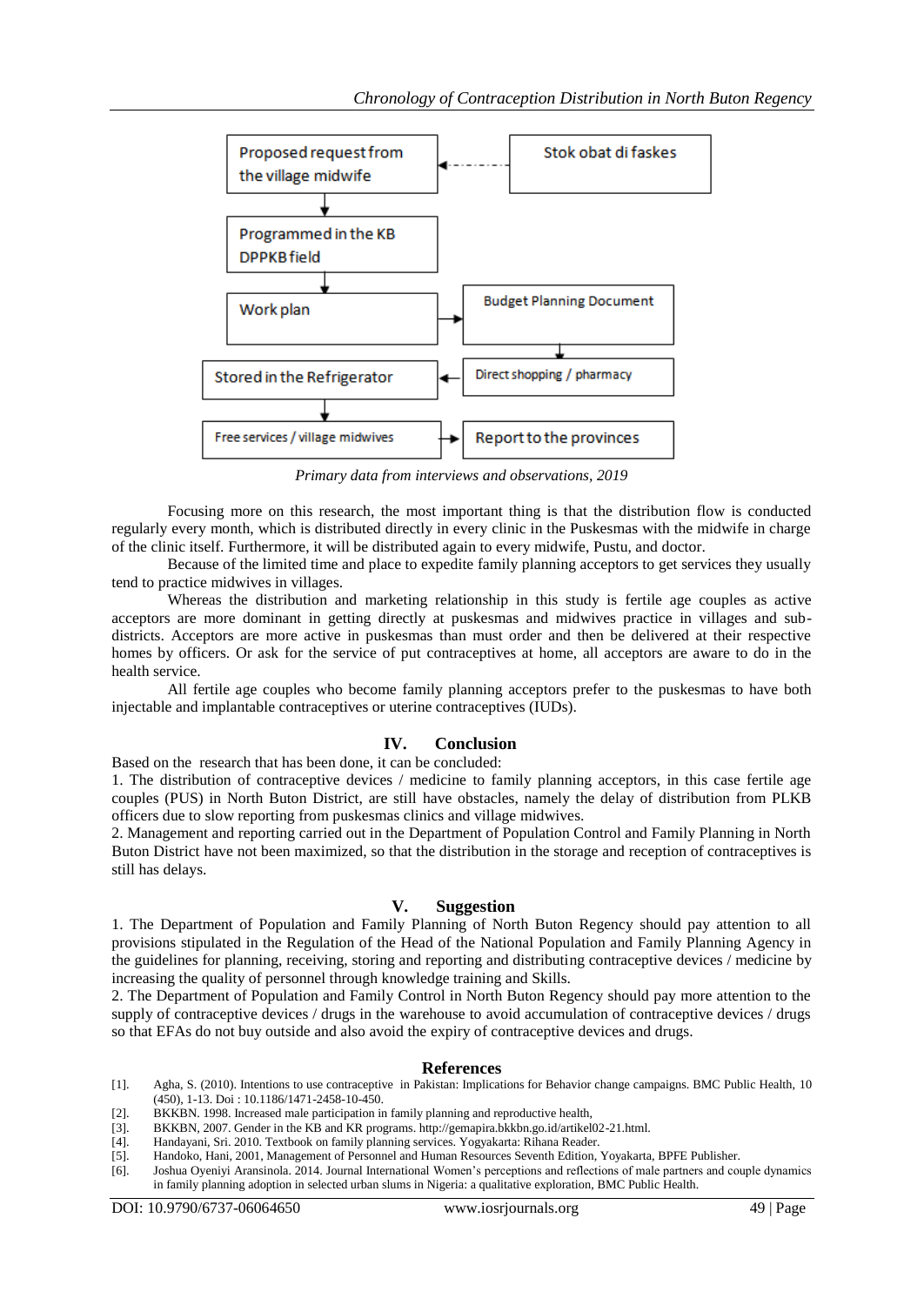Proposed request from the village midwife ← Stok obat di faskes

↓

Programmed in the KB DPPKB field

↓

Work plan → Budget Planning Document

↓

Direct shopping / pharmacy → Stored in the Refrigerator

↓

Free services / village midwives → Report to the provinces

*Primary data from interviews and observations, 2019*

Focusing more on this research, the most important thing is that the distribution flow is conducted regularly every month, which is distributed directly in every clinic in the Puskesmas with the midwife in charge of the clinic itself. Furthermore, it will be distributed again to every midwife, Pustu, and doctor.

Because of the limited time and place to expedite family planning acceptors to get services they usually tend to practice midwives in villages.

Whereas the distribution and marketing relationship in this study is fertile age couples as active acceptors are more dominant in getting directly at puskesmas and midwives practice in villages and sub-districts. Acceptors are more active in puskesmas than must order and then be delivered at their respective homes by officers. Or ask for the service of put contraceptives at home, all acceptors are aware to do in the health service.

All fertile age couples who become family planning acceptors prefer to the puskesmas to have both injectable and implantable contraceptives or uterine contraceptives (IUDs).

## IV. Conclusion

Based on the research that has been done, it can be concluded:

1. The distribution of contraceptive devices / medicine to family planning acceptors, in this case fertile age couples (PUS) in North Buton District, are still have obstacles, namely the delay of distribution from PLKB officers due to slow reporting from puskesmas clinics and village midwives.
2. Management and reporting carried out in the Department of Population Control and Family Planning in North Buton District have not been maximized, so that the distribution in the storage and reception of contraceptives is still has delays.

## V. Suggestion

1. The Department of Population and Family Planning of North Buton Regency should pay attention to all provisions stipulated in the Regulation of the Head of the National Population and Family Planning Agency in the guidelines for planning, receiving, storing and reporting and distributing contraceptive devices / medicine by increasing the quality of personnel through knowledge training and Skills.
2. The Department of Population and Family Control in North Buton Regency should pay more attention to the supply of contraceptive devices / drugs in the warehouse to avoid accumulation of contraceptive devices / drugs so that EFAs do not buy outside and also avoid the expiry of contraceptive devices and drugs.

## References

[1]. Agha, S. (2010). Intentions to use contraceptive in Pakistan: Implications for Behavior change campaigns. BMC Public Health, 10 (450), 1-13. Doi : 10.1186/1471-2458-10-450.

[2]. BKKBN. 1998. Increased male participation in family planning and reproductive health,

[3]. BKKBN, 2007. Gender in the KB and KR programs. http://gemapira.bkkbn.go.id/artikel02-21.html.

[4]. Handayani, Sri. 2010. Textbook on family planning services. Yogyakarta: Rihana Reader.

[5]. Handoko, Hani, 2001, Management of Personnel and Human Resources Seventh Edition, Yoyakarta, BPFE Publisher.

[6]. Joshua Oyeniyi Aransinola. 2014. Journal International Women's perceptions and reflections of male partners and couple dynamics in family planning adoption in selected urban slums in Nigeria: a qualitative exploration, BMC Public Health.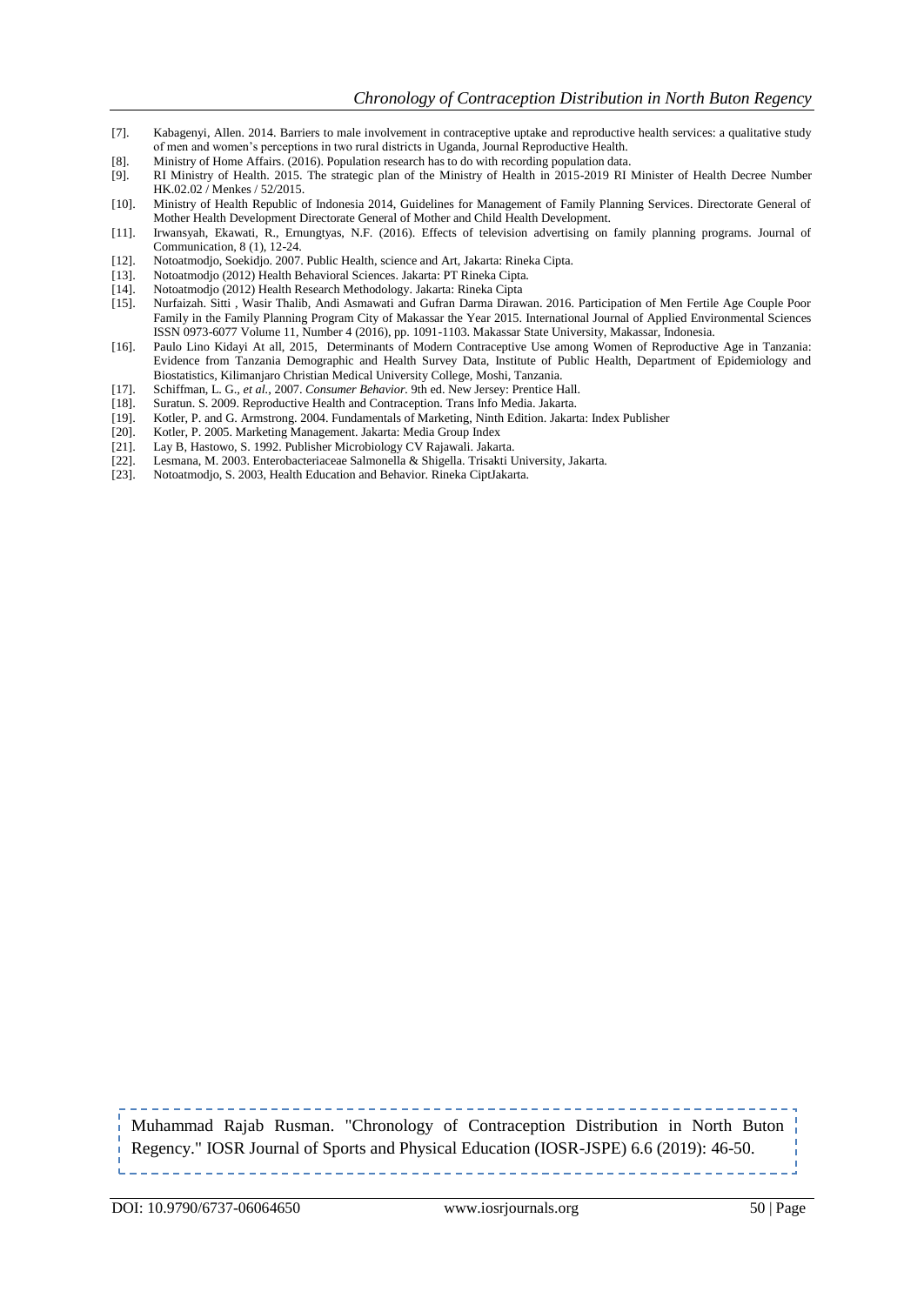[7]. Kabagenyi, Allen. 2014. Barriers to male involvement in contraceptive uptake and reproductive health services: a qualitative study of men and women's perceptions in two rural districts in Uganda, Journal Reproductive Health.

[8]. Ministry of Home Affairs. (2016). Population research has to do with recording population data.

[9]. RI Ministry of Health. 2015. The strategic plan of the Ministry of Health in 2015-2019 RI Minister of Health Decree Number HK.02.02 / Menkes / 52/2015.

[10]. Ministry of Health Republic of Indonesia 2014, Guidelines for Management of Family Planning Services. Directorate General of Mother Health Development Directorate General of Mother and Child Health Development.

[11]. Irwansyah, Ekawati, R., Ernungtyas, N.F. (2016). Effects of television advertising on family planning programs. Journal of Communication, 8 (1), 12-24.

[12]. Notoatmodjo, Soekidjo. 2007. Public Health, science and Art, Jakarta: Rineka Cipta.

[13]. Notoatmodjo (2012) Health Behavioral Sciences. Jakarta: PT Rineka Cipta.

[14]. Notoatmodjo (2012) Health Research Methodology. Jakarta: Rineka Cipta

[15]. Nurfaizah. Sitti , Wasir Thalib, Andi Asmawati and Gufran Darma Dirawan. 2016. Participation of Men Fertile Age Couple Poor Family in the Family Planning Program City of Makassar the Year 2015. International Journal of Applied Environmental Sciences ISSN 0973-6077 Volume 11, Number 4 (2016), pp. 1091-1103. Makassar State University, Makassar, Indonesia.

[16]. Paulo Lino Kidayi At all, 2015, Determinants of Modern Contraceptive Use among Women of Reproductive Age in Tanzania: Evidence from Tanzania Demographic and Health Survey Data, Institute of Public Health, Department of Epidemiology and Biostatistics, Kilimanjaro Christian Medical University College, Moshi, Tanzania.

[17]. Schiffman, L. G., *et al.*, 2007. *Consumer Behavior*. 9th ed. New Jersey: Prentice Hall.

[18]. Suratun. S. 2009. Reproductive Health and Contraception. Trans Info Media. Jakarta.

[19]. Kotler, P. and G. Armstrong. 2004. Fundamentals of Marketing, Ninth Edition. Jakarta: Index Publisher

[20]. Kotler, P. 2005. Marketing Management. Jakarta: Media Group Index

[21]. Lay B, Hastowo, S. 1992. Publisher Microbiology CV Rajawali. Jakarta.

[22]. Lesmana, M. 2003. Enterobacteriaceae Salmonella & Shigella. Trisakti University, Jakarta.

[23]. Notoatmodjo, S. 2003, Health Education and Behavior. Rineka CiptJakarta.

Muhammad Rajab Rusman. "Chronology of Contraception Distribution in North Buton Regency." IOSR Journal of Sports and Physical Education (IOSR-JSPE) 6.6 (2019): 46-50.